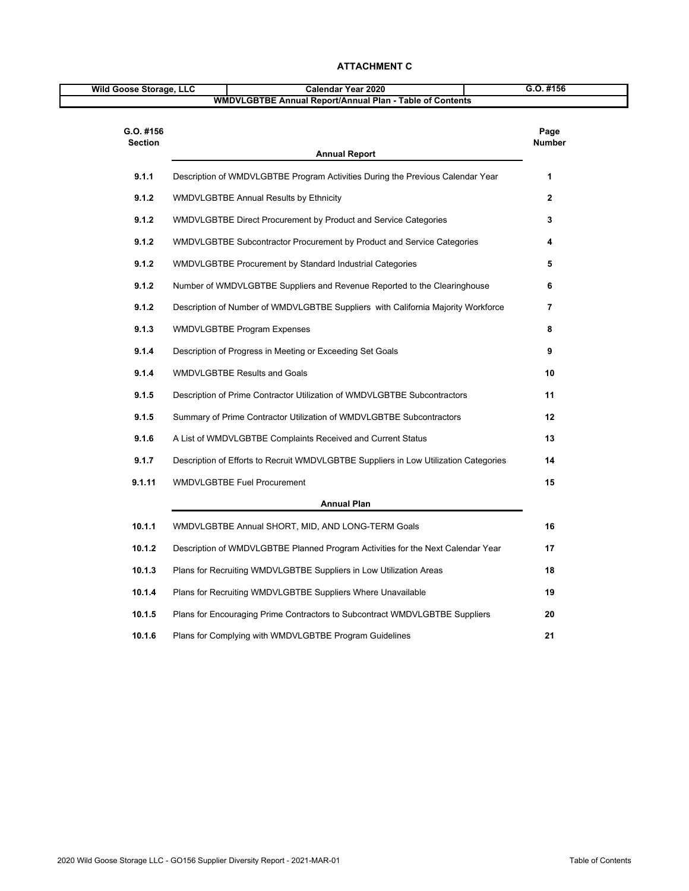# ATTACHMENT C

| Wild Goose Storage, LLC | Calendar Year 2020 | G.O. #156 |
|---|---|---|
| WMDVLGBTBE Annual Report/Annual Plan - Table of Contents | | |

| G.O. #156 Section | Annual Report | Page Number |
|---|---|---|
| **9.1.1** | Description of WMDVLGBTBE Program Activities During the Previous Calendar Year | **1** |
| **9.1.2** | WMDVLGBTBE Annual Results by Ethnicity | **2** |
| **9.1.2** | WMDVLGBTBE Direct Procurement by Product and Service Categories | **3** |
| **9.1.2** | WMDVLGBTBE Subcontractor Procurement by Product and Service Categories | **4** |
| **9.1.2** | WMDVLGBTBE Procurement by Standard Industrial Categories | **5** |
| **9.1.2** | Number of WMDVLGBTBE Suppliers and Revenue Reported to the Clearinghouse | **6** |
| **9.1.2** | Description of Number of WMDVLGBTBE Suppliers with California Majority Workforce | **7** |
| **9.1.3** | WMDVLGBTBE Program Expenses | **8** |
| **9.1.4** | Description of Progress in Meeting or Exceeding Set Goals | **9** |
| **9.1.4** | WMDVLGBTBE Results and Goals | **10** |
| **9.1.5** | Description of Prime Contractor Utilization of WMDVLGBTBE Subcontractors | **11** |
| **9.1.5** | Summary of Prime Contractor Utilization of WMDVLGBTBE Subcontractors | **12** |
| **9.1.6** | A List of WMDVLGBTBE Complaints Received and Current Status | **13** |
| **9.1.7** | Description of Efforts to Recruit WMDVLGBTBE Suppliers in Low Utilization Categories | **14** |
| **9.1.11** | WMDVLGBTBE Fuel Procurement | **15** |
| | **Annual Plan** | |
| **10.1.1** | WMDVLGBTBE Annual SHORT, MID, AND LONG-TERM Goals | **16** |
| **10.1.2** | Description of WMDVLGBTBE Planned Program Activities for the Next Calendar Year | **17** |
| **10.1.3** | Plans for Recruiting WMDVLGBTBE Suppliers in Low Utilization Areas | **18** |
| **10.1.4** | Plans for Recruiting WMDVLGBTBE Suppliers Where Unavailable | **19** |
| **10.1.5** | Plans for Encouraging Prime Contractors to Subcontract WMDVLGBTBE Suppliers | **20** |
| **10.1.6** | Plans for Complying with WMDVLGBTBE Program Guidelines | **21** |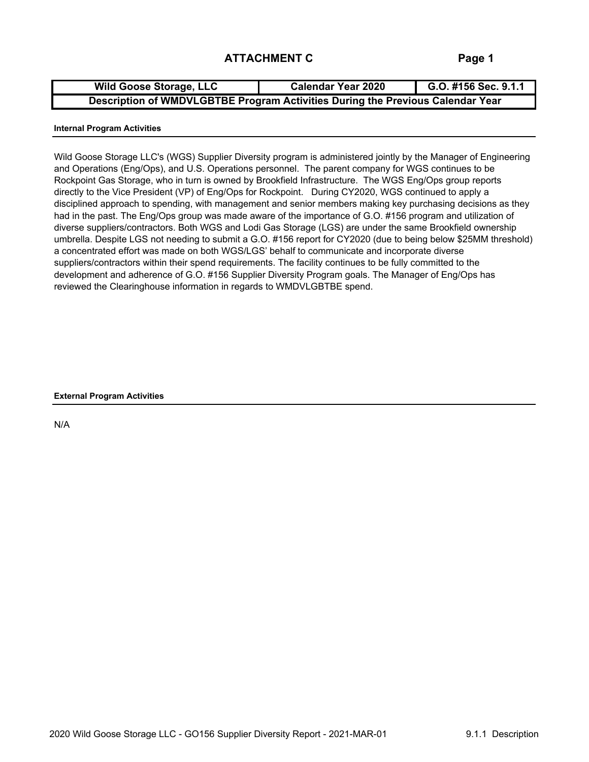## ATTACHMENT C

Page 1

| Wild Goose Storage, LLC | Calendar Year 2020 | G.O. #156 Sec. 9.1.1 |
| --- | --- | --- |
| Description of WMDVLGBTBE Program Activities During the Previous Calendar Year | | |

### Internal Program Activities

Wild Goose Storage LLC's (WGS) Supplier Diversity program is administered jointly by the Manager of Engineering and Operations (Eng/Ops), and U.S. Operations personnel. The parent company for WGS continues to be Rockpoint Gas Storage, who in turn is owned by Brookfield Infrastructure. The WGS Eng/Ops group reports directly to the Vice President (VP) of Eng/Ops for Rockpoint. During CY2020, WGS continued to apply a disciplined approach to spending, with management and senior members making key purchasing decisions as they had in the past. The Eng/Ops group was made aware of the importance of G.O. #156 program and utilization of diverse suppliers/contractors. Both WGS and Lodi Gas Storage (LGS) are under the same Brookfield ownership umbrella. Despite LGS not needing to submit a G.O. #156 report for CY2020 (due to being below $25MM threshold) a concentrated effort was made on both WGS/LGS' behalf to communicate and incorporate diverse suppliers/contractors within their spend requirements. The facility continues to be fully committed to the development and adherence of G.O. #156 Supplier Diversity Program goals. The Manager of Eng/Ops has reviewed the Clearinghouse information in regards to WMDVLGBTBE spend.

### External Program Activities

N/A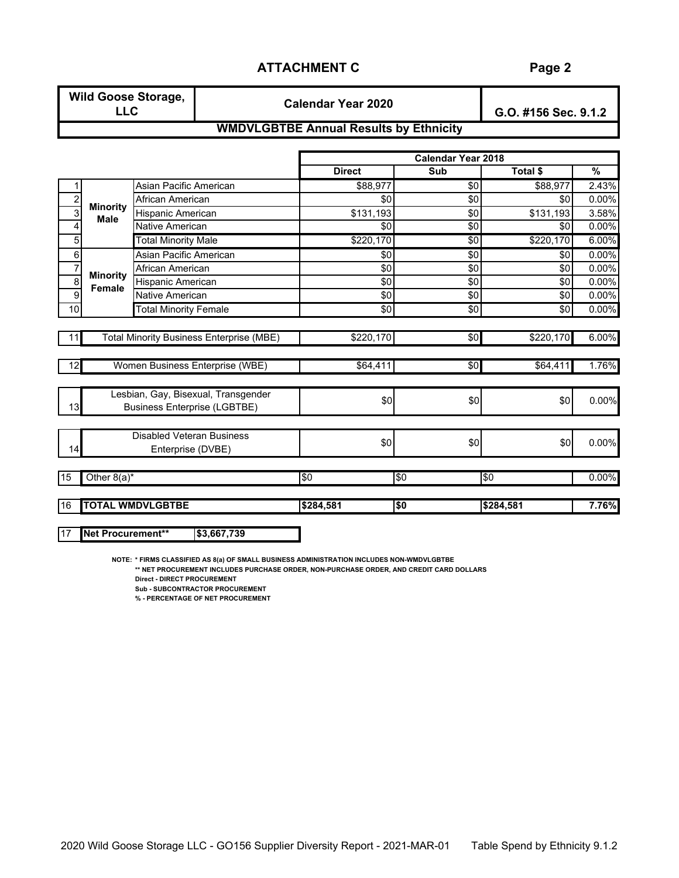## ATTACHMENT C

Page 2

| Wild Goose Storage, LLC | Calendar Year 2020 | G.O. #156 Sec. 9.1.2 |
|---|---|---|

**WMDVLGBTBE Annual Results by Ethnicity**

| # | | | Calendar Year 2018 Direct | Sub | Total $ | % |
|---|---|---|---|---|---|---|
| 1 | Minority Male | Asian Pacific American | $88,977 | $0 | $88,977 | 2.43% |
| 2 | | African American | $0 | $0 | $0 | 0.00% |
| 3 | | Hispanic American | $131,193 | $0 | $131,193 | 3.58% |
| 4 | | Native American | $0 | $0 | $0 | 0.00% |
| 5 | | Total Minority Male | $220,170 | $0 | $220,170 | 6.00% |
| 6 | Minority Female | Asian Pacific American | $0 | $0 | $0 | 0.00% |
| 7 | | African American | $0 | $0 | $0 | 0.00% |
| 8 | | Hispanic American | $0 | $0 | $0 | 0.00% |
| 9 | | Native American | $0 | $0 | $0 | 0.00% |
| 10 | | Total Minority Female | $0 | $0 | $0 | 0.00% |
| 11 | Total Minority Business Enterprise (MBE) | | $220,170 | $0 | $220,170 | 6.00% |
| 12 | Women Business Enterprise (WBE) | | $64,411 | $0 | $64,411 | 1.76% |
| 13 | Lesbian, Gay, Bisexual, Transgender Business Enterprise (LGBTBE) | | $0 | $0 | $0 | 0.00% |
| 14 | Disabled Veteran Business Enterprise (DVBE) | | $0 | $0 | $0 | 0.00% |
| 15 | Other 8(a)* | | $0 | $0 | $0 | 0.00% |
| 16 | **TOTAL WMDVLGBTBE** | | **$284,581** | **$0** | **$284,581** | **7.76%** |
| 17 | **Net Procurement**** | **$3,667,739** | | | | |

**NOTE: * FIRMS CLASSIFIED AS 8(a) OF SMALL BUSINESS ADMINISTRATION INCLUDES NON-WMDVLGBTBE**
**** NET PROCUREMENT INCLUDES PURCHASE ORDER, NON-PURCHASE ORDER, AND CREDIT CARD DOLLARS**
**Direct - DIRECT PROCUREMENT**
**Sub - SUBCONTRACTOR PROCUREMENT**
**% - PERCENTAGE OF NET PROCUREMENT**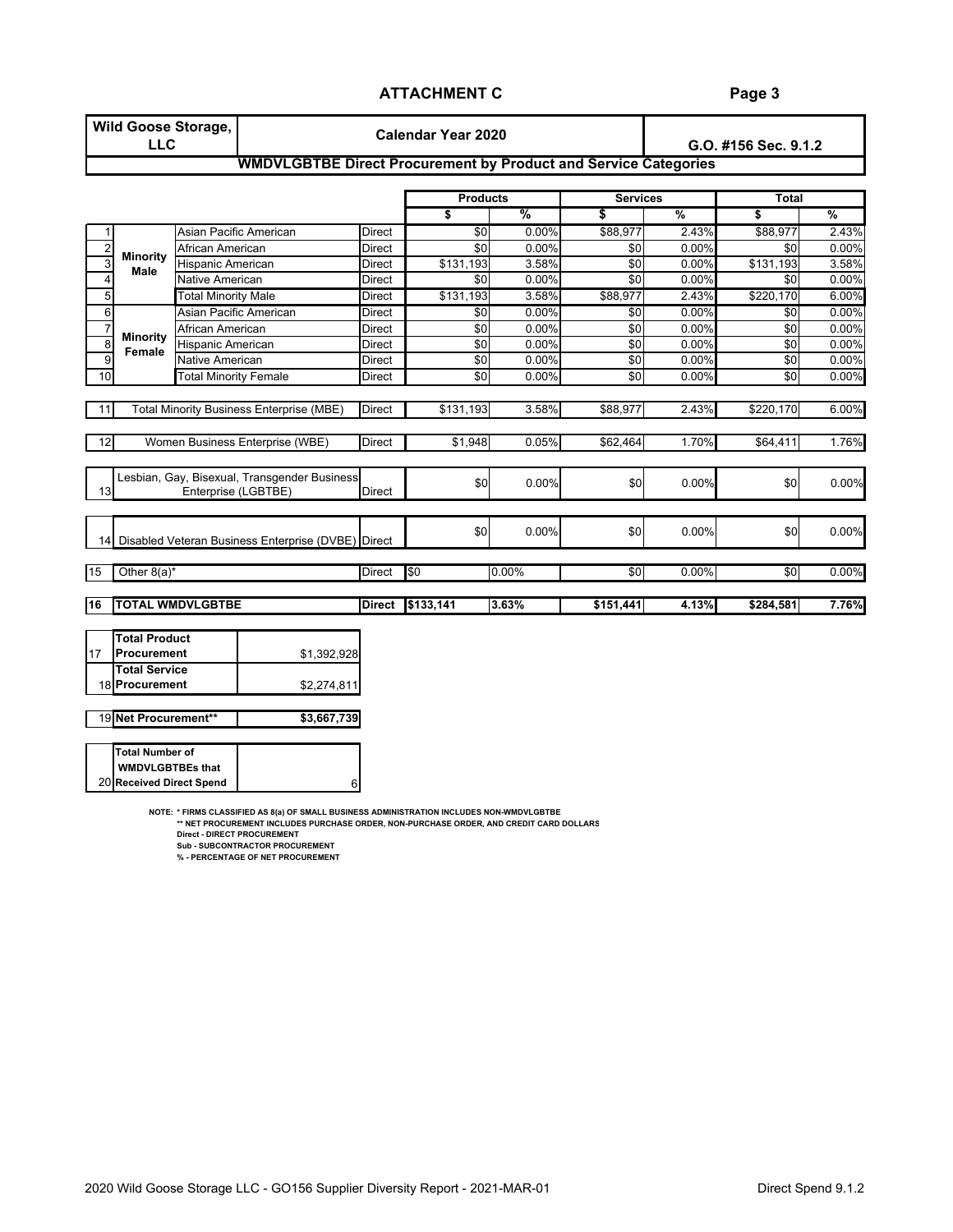# ATTACHMENT C

Page 3

| Wild Goose Storage, LLC | Calendar Year 2020 | G.O. #156 Sec. 9.1.2 |
|---|---|---|

## WMDVLGBTBE Direct Procurement by Product and Service Categories

| | | | | Products | | Services | | Total | |
|---|---|---|---|---|---|---|---|---|---|
| | | | | $ | % | $ | % | $ | % |
| 1 | Minority Male | Asian Pacific American | Direct | $0 | 0.00% | $88,977 | 2.43% | $88,977 | 2.43% |
| 2 | | African American | Direct | $0 | 0.00% | $0 | 0.00% | $0 | 0.00% |
| 3 | | Hispanic American | Direct | $131,193 | 3.58% | $0 | 0.00% | $131,193 | 3.58% |
| 4 | | Native American | Direct | $0 | 0.00% | $0 | 0.00% | $0 | 0.00% |
| 5 | | Total Minority Male | Direct | $131,193 | 3.58% | $88,977 | 2.43% | $220,170 | 6.00% |
| 6 | Minority Female | Asian Pacific American | Direct | $0 | 0.00% | $0 | 0.00% | $0 | 0.00% |
| 7 | | African American | Direct | $0 | 0.00% | $0 | 0.00% | $0 | 0.00% |
| 8 | | Hispanic American | Direct | $0 | 0.00% | $0 | 0.00% | $0 | 0.00% |
| 9 | | Native American | Direct | $0 | 0.00% | $0 | 0.00% | $0 | 0.00% |
| 10 | | Total Minority Female | Direct | $0 | 0.00% | $0 | 0.00% | $0 | 0.00% |
| 11 | Total Minority Business Enterprise (MBE) | | Direct | $131,193 | 3.58% | $88,977 | 2.43% | $220,170 | 6.00% |
| 12 | Women Business Enterprise (WBE) | | Direct | $1,948 | 0.05% | $62,464 | 1.70% | $64,411 | 1.76% |
| 13 | Lesbian, Gay, Bisexual, Transgender Business Enterprise (LGBTBE) | | Direct | $0 | 0.00% | $0 | 0.00% | $0 | 0.00% |
| 14 | Disabled Veteran Business Enterprise (DVBE) | | Direct | $0 | 0.00% | $0 | 0.00% | $0 | 0.00% |
| 15 | Other 8(a)* | | Direct | $0 | 0.00% | $0 | 0.00% | $0 | 0.00% |
| 16 | **TOTAL WMDVLGBTBE** | | **Direct** | **$133,141** | **3.63%** | **$151,441** | **4.13%** | **$284,581** | **7.76%** |

| | | |
|---|---|---|
| 17 | **Total Product Procurement** | $1,392,928 |
| 18 | **Total Service Procurement** | $2,274,811 |
| 19 | **Net Procurement**** | **$3,667,739** |
| 20 | **Total Number of WMDVLGBTBEs that Received Direct Spend** | 6 |

NOTE: * FIRMS CLASSIFIED AS 8(a) OF SMALL BUSINESS ADMINISTRATION INCLUDES NON-WMDVLGBTBE
** NET PROCUREMENT INCLUDES PURCHASE ORDER, NON-PURCHASE ORDER, AND CREDIT CARD DOLLARS
Direct - DIRECT PROCUREMENT
Sub - SUBCONTRACTOR PROCUREMENT
% - PERCENTAGE OF NET PROCUREMENT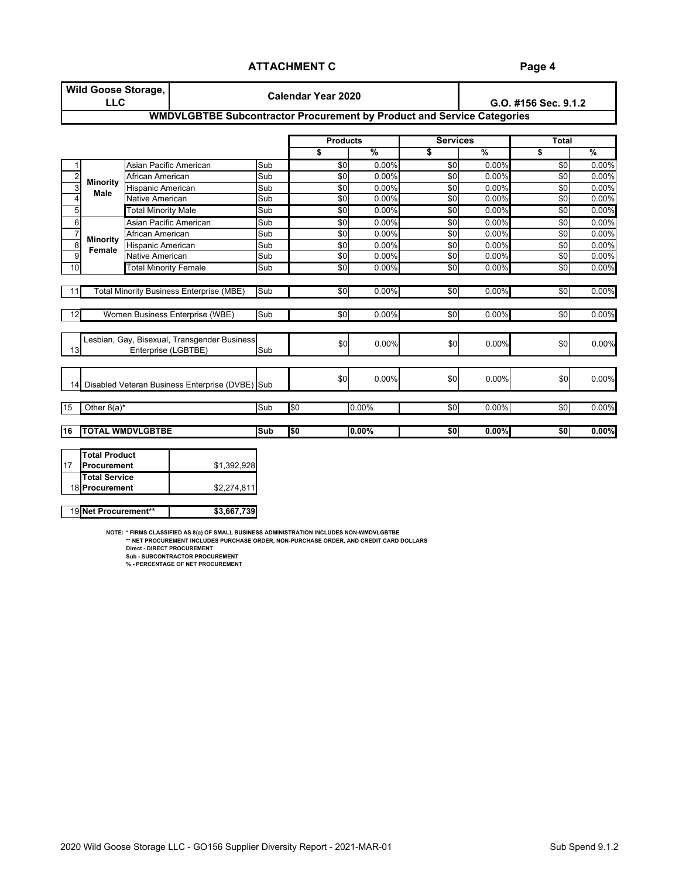## ATTACHMENT C

Page 4

| Wild Goose Storage, LLC | Calendar Year 2020 | G.O. #156 Sec. 9.1.2 |
|---|---|---|

### WMDVLGBTBE Subcontractor Procurement by Product and Service Categories

| # | | | | Products $ | Products % | Services $ | Services % | Total $ | Total % |
|---|---|---|---|---|---|---|---|---|---|
| 1 | Minority Male | Asian Pacific American | Sub | $0 | 0.00% | $0 | 0.00% | $0 | 0.00% |
| 2 | | African American | Sub | $0 | 0.00% | $0 | 0.00% | $0 | 0.00% |
| 3 | | Hispanic American | Sub | $0 | 0.00% | $0 | 0.00% | $0 | 0.00% |
| 4 | | Native American | Sub | $0 | 0.00% | $0 | 0.00% | $0 | 0.00% |
| 5 | | Total Minority Male | Sub | $0 | 0.00% | $0 | 0.00% | $0 | 0.00% |
| 6 | Minority Female | Asian Pacific American | Sub | $0 | 0.00% | $0 | 0.00% | $0 | 0.00% |
| 7 | | African American | Sub | $0 | 0.00% | $0 | 0.00% | $0 | 0.00% |
| 8 | | Hispanic American | Sub | $0 | 0.00% | $0 | 0.00% | $0 | 0.00% |
| 9 | | Native American | Sub | $0 | 0.00% | $0 | 0.00% | $0 | 0.00% |
| 10 | | Total Minority Female | Sub | $0 | 0.00% | $0 | 0.00% | $0 | 0.00% |
| 11 | Total Minority Business Enterprise (MBE) | | Sub | $0 | 0.00% | $0 | 0.00% | $0 | 0.00% |
| 12 | Women Business Enterprise (WBE) | | Sub | $0 | 0.00% | $0 | 0.00% | $0 | 0.00% |
| 13 | Lesbian, Gay, Bisexual, Transgender Business Enterprise (LGBTBE) | | Sub | $0 | 0.00% | $0 | 0.00% | $0 | 0.00% |
| 14 | Disabled Veteran Business Enterprise (DVBE) | | Sub | $0 | 0.00% | $0 | 0.00% | $0 | 0.00% |
| 15 | Other 8(a)* | | Sub | $0 | 0.00% | $0 | 0.00% | $0 | 0.00% |
| 16 | **TOTAL WMDVLGBTBE** | | **Sub** | **$0** | **0.00%** | **$0** | **0.00%** | **$0** | **0.00%** |

| # | | |
|---|---|---|
| 17 | **Total Product Procurement** | $1,392,928 |
| 18 | **Total Service Procurement** | $2,274,811 |
| 19 | **Net Procurement**** | **$3,667,739** |

NOTE: * FIRMS CLASSIFIED AS 8(a) OF SMALL BUSINESS ADMINISTRATION INCLUDES NON-WMDVLGBTBE
** NET PROCUREMENT INCLUDES PURCHASE ORDER, NON-PURCHASE ORDER, AND CREDIT CARD DOLLARS
Direct - DIRECT PROCUREMENT
Sub - SUBCONTRACTOR PROCUREMENT
% - PERCENTAGE OF NET PROCUREMENT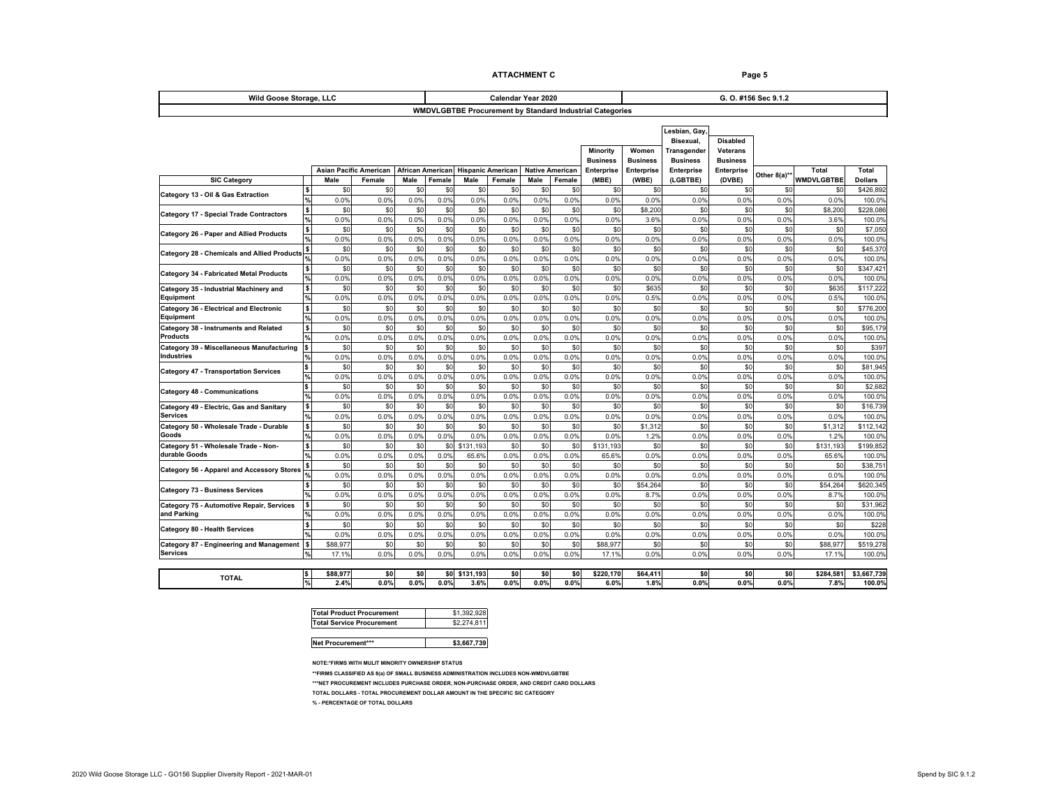**ATTACHMENT C**

| Wild Goose Storage, LLC | Calendar Year 2020 | G. O. #156 Sec 9.1.2 |
|---|---|---|

**WMDVLGBTBE Procurement by Standard Industrial Categories**

| SIC Category | | Asian Pacific American | | African American | | Hispanic American | | Native American | | Minority Business Enterprise (MBE) | Women Business Enterprise (WBE) | Lesbian, Gay, Bisexual, Transgender Business Enterprise (LGBTBE) | Disabled Veterans Business Enterprise (DVBE) | Other 8(a)** | Total WMDVLGBTBE | Total Dollars |
|---|---|---|---|---|---|---|---|---|---|---|---|---|---|---|---|---|
| | | Male | Female | Male | Female | Male | Female | Male | Female | | | | | | | |
| Category 13 - Oil & Gas Extraction | $ | $0 | $0 | $0 | $0 | $0 | $0 | $0 | $0 | $0 | $0 | $0 | $0 | $0 | $0 | $426,892 |
| | % | 0.0% | 0.0% | 0.0% | 0.0% | 0.0% | 0.0% | 0.0% | 0.0% | 0.0% | 0.0% | 0.0% | 0.0% | 0.0% | 0.0% | 100.0% |
| Category 17 - Special Trade Contractors | $ | $0 | $0 | $0 | $0 | $0 | $0 | $0 | $0 | $0 | $8,200 | $0 | $0 | $0 | $8,200 | $228,086 |
| | % | 0.0% | 0.0% | 0.0% | 0.0% | 0.0% | 0.0% | 0.0% | 0.0% | 0.0% | 3.6% | 0.0% | 0.0% | 0.0% | 3.6% | 100.0% |
| Category 26 - Paper and Allied Products | $ | $0 | $0 | $0 | $0 | $0 | $0 | $0 | $0 | $0 | $0 | $0 | $0 | $0 | $0 | $7,050 |
| | % | 0.0% | 0.0% | 0.0% | 0.0% | 0.0% | 0.0% | 0.0% | 0.0% | 0.0% | 0.0% | 0.0% | 0.0% | 0.0% | 0.0% | 100.0% |
| Category 28 - Chemicals and Allied Products | $ | $0 | $0 | $0 | $0 | $0 | $0 | $0 | $0 | $0 | $0 | $0 | $0 | $0 | $0 | $45,370 |
| | % | 0.0% | 0.0% | 0.0% | 0.0% | 0.0% | 0.0% | 0.0% | 0.0% | 0.0% | 0.0% | 0.0% | 0.0% | 0.0% | 0.0% | 100.0% |
| Category 34 - Fabricated Metal Products | $ | $0 | $0 | $0 | $0 | $0 | $0 | $0 | $0 | $0 | $0 | $0 | $0 | $0 | $0 | $347,421 |
| | % | 0.0% | 0.0% | 0.0% | 0.0% | 0.0% | 0.0% | 0.0% | 0.0% | 0.0% | 0.0% | 0.0% | 0.0% | 0.0% | 0.0% | 100.0% |
| Category 35 - Industrial Machinery and Equipment | $ | $0 | $0 | $0 | $0 | $0 | $0 | $0 | $0 | $0 | $635 | $0 | $0 | $0 | $635 | $117,222 |
| | % | 0.0% | 0.0% | 0.0% | 0.0% | 0.0% | 0.0% | 0.0% | 0.0% | 0.0% | 0.5% | 0.0% | 0.0% | 0.0% | 0.5% | 100.0% |
| Category 36 - Electrical and Electronic Equipment | $ | $0 | $0 | $0 | $0 | $0 | $0 | $0 | $0 | $0 | $0 | $0 | $0 | $0 | $0 | $776,200 |
| | % | 0.0% | 0.0% | 0.0% | 0.0% | 0.0% | 0.0% | 0.0% | 0.0% | 0.0% | 0.0% | 0.0% | 0.0% | 0.0% | 0.0% | 100.0% |
| Category 38 - Instruments and Related Products | $ | $0 | $0 | $0 | $0 | $0 | $0 | $0 | $0 | $0 | $0 | $0 | $0 | $0 | $0 | $95,179 |
| | % | 0.0% | 0.0% | 0.0% | 0.0% | 0.0% | 0.0% | 0.0% | 0.0% | 0.0% | 0.0% | 0.0% | 0.0% | 0.0% | 0.0% | 100.0% |
| Category 39 - Miscellaneous Manufacturing Industries | $ | $0 | $0 | $0 | $0 | $0 | $0 | $0 | $0 | $0 | $0 | $0 | $0 | $0 | $0 | $397 |
| | % | 0.0% | 0.0% | 0.0% | 0.0% | 0.0% | 0.0% | 0.0% | 0.0% | 0.0% | 0.0% | 0.0% | 0.0% | 0.0% | 0.0% | 100.0% |
| Category 47 - Transportation Services | $ | $0 | $0 | $0 | $0 | $0 | $0 | $0 | $0 | $0 | $0 | $0 | $0 | $0 | $0 | $81,945 |
| | % | 0.0% | 0.0% | 0.0% | 0.0% | 0.0% | 0.0% | 0.0% | 0.0% | 0.0% | 0.0% | 0.0% | 0.0% | 0.0% | 0.0% | 100.0% |
| Category 48 - Communications | $ | $0 | $0 | $0 | $0 | $0 | $0 | $0 | $0 | $0 | $0 | $0 | $0 | $0 | $0 | $2,682 |
| | % | 0.0% | 0.0% | 0.0% | 0.0% | 0.0% | 0.0% | 0.0% | 0.0% | 0.0% | 0.0% | 0.0% | 0.0% | 0.0% | 0.0% | 100.0% |
| Category 49 - Electric, Gas and Sanitary Services | $ | $0 | $0 | $0 | $0 | $0 | $0 | $0 | $0 | $0 | $0 | $0 | $0 | $0 | $0 | $16,739 |
| | % | 0.0% | 0.0% | 0.0% | 0.0% | 0.0% | 0.0% | 0.0% | 0.0% | 0.0% | 0.0% | 0.0% | 0.0% | 0.0% | 0.0% | 100.0% |
| Category 50 - Wholesale Trade - Durable Goods | $ | $0 | $0 | $0 | $0 | $0 | $0 | $0 | $0 | $0 | $1,312 | $0 | $0 | $0 | $1,312 | $112,142 |
| | % | 0.0% | 0.0% | 0.0% | 0.0% | 0.0% | 0.0% | 0.0% | 0.0% | 0.0% | 1.2% | 0.0% | 0.0% | 0.0% | 1.2% | 100.0% |
| Category 51 - Wholesale Trade - Non-durable Goods | $ | $0 | $0 | $0 | $0 | $131,193 | $0 | $0 | $0 | $131,193 | $0 | $0 | $0 | $0 | $131,193 | $199,852 |
| | % | 0.0% | 0.0% | 0.0% | 0.0% | 65.6% | 0.0% | 0.0% | 0.0% | 65.6% | 0.0% | 0.0% | 0.0% | 0.0% | 65.6% | 100.0% |
| Category 56 - Apparel and Accessory Stores | $ | $0 | $0 | $0 | $0 | $0 | $0 | $0 | $0 | $0 | $0 | $0 | $0 | $0 | $0 | $38,751 |
| | % | 0.0% | 0.0% | 0.0% | 0.0% | 0.0% | 0.0% | 0.0% | 0.0% | 0.0% | 0.0% | 0.0% | 0.0% | 0.0% | 0.0% | 100.0% |
| Category 73 - Business Services | $ | $0 | $0 | $0 | $0 | $0 | $0 | $0 | $0 | $0 | $54,264 | $0 | $0 | $0 | $54,264 | $620,345 |
| | % | 0.0% | 0.0% | 0.0% | 0.0% | 0.0% | 0.0% | 0.0% | 0.0% | 0.0% | 8.7% | 0.0% | 0.0% | 0.0% | 8.7% | 100.0% |
| Category 75 - Automotive Repair, Services and Parking | $ | $0 | $0 | $0 | $0 | $0 | $0 | $0 | $0 | $0 | $0 | $0 | $0 | $0 | $0 | $31,962 |
| | % | 0.0% | 0.0% | 0.0% | 0.0% | 0.0% | 0.0% | 0.0% | 0.0% | 0.0% | 0.0% | 0.0% | 0.0% | 0.0% | 0.0% | 100.0% |
| Category 80 - Health Services | $ | $0 | $0 | $0 | $0 | $0 | $0 | $0 | $0 | $0 | $0 | $0 | $0 | $0 | $0 | $228 |
| | % | 0.0% | 0.0% | 0.0% | 0.0% | 0.0% | 0.0% | 0.0% | 0.0% | 0.0% | 0.0% | 0.0% | 0.0% | 0.0% | 0.0% | 100.0% |
| Category 87 - Engineering and Management Services | $ | $88,977 | $0 | $0 | $0 | $0 | $0 | $0 | $0 | $88,977 | $0 | $0 | $0 | $0 | $88,977 | $519,278 |
| | % | 17.1% | 0.0% | 0.0% | 0.0% | 0.0% | 0.0% | 0.0% | 0.0% | 17.1% | 0.0% | 0.0% | 0.0% | 0.0% | 17.1% | 100.0% |
| **TOTAL** | $ | **$88,977** | **$0** | **$0** | **$0** | **$131,193** | **$0** | **$0** | **$0** | **$220,170** | **$64,411** | **$0** | **$0** | **$0** | **$284,581** | **$3,667,739** |
| | % | **2.4%** | **0.0%** | **0.0%** | **0.0%** | **3.6%** | **0.0%** | **0.0%** | **0.0%** | **6.0%** | **1.8%** | **0.0%** | **0.0%** | **0.0%** | **7.8%** | **100.0%** |

| | |
|---|---|
| **Total Product Procurement** | $1,392,928 |
| **Total Service Procurement** | $2,274,811 |
| **Net Procurement*** ** | **$3,667,739** |

NOTE:*FIRMS WITH MULIT MINORITY OWNERSHIP STATUS

**FIRMS CLASSIFIED AS 8(a) OF SMALL BUSINESS ADMINISTRATION INCLUDES NON-WMDVLGBTBE

***NET PROCUREMENT INCLUDES PURCHASE ORDER, NON-PURCHASE ORDER, AND CREDIT CARD DOLLARS

TOTAL DOLLARS - TOTAL PROCUREMENT DOLLAR AMOUNT IN THE SPECIFIC SIC CATEGORY

% - PERCENTAGE OF TOTAL DOLLARS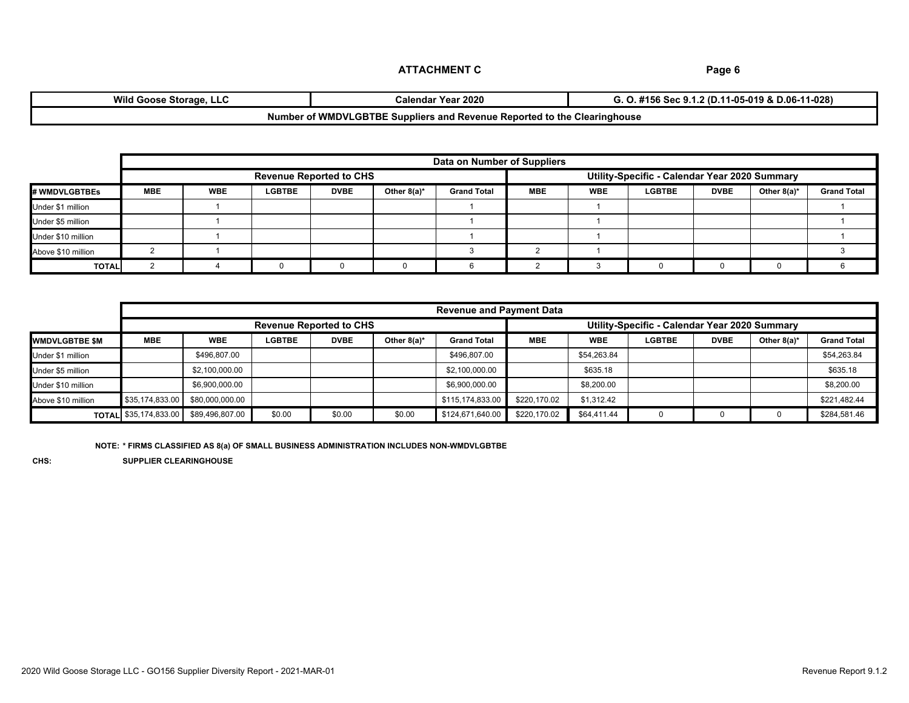**ATTACHMENT C**

| Wild Goose Storage, LLC | Calendar Year 2020 | G. O. #156 Sec 9.1.2 (D.11-05-019 & D.06-11-028) |
|---|---|---|
| **Number of WMDVLGBTBE Suppliers and Revenue Reported to the Clearinghouse** | | |

| | Data on Number of Suppliers | | | | | | | | | | | |
|---|---|---|---|---|---|---|---|---|---|---|---|---|
| | Revenue Reported to CHS | | | | | | Utility-Specific - Calendar Year 2020 Summary | | | | | |
| **# WMDVLGBTBEs** | **MBE** | **WBE** | **LGBTBE** | **DVBE** | **Other 8(a)*** | **Grand Total** | **MBE** | **WBE** | **LGBTBE** | **DVBE** | **Other 8(a)*** | **Grand Total** |
| Under $1 million | | 1 | | | | 1 | | 1 | | | | 1 |
| Under $5 million | | 1 | | | | 1 | | 1 | | | | 1 |
| Under $10 million | | 1 | | | | 1 | | 1 | | | | 1 |
| Above $10 million | 2 | 1 | | | | 3 | 2 | 1 | | | | 3 |
| **TOTAL** | 2 | 4 | 0 | 0 | 0 | 6 | 2 | 3 | 0 | 0 | 0 | 6 |

| | Revenue and Payment Data | | | | | | | | | | | |
|---|---|---|---|---|---|---|---|---|---|---|---|---|
| | Revenue Reported to CHS | | | | | | Utility-Specific - Calendar Year 2020 Summary | | | | | |
| **WMDVLGBTBE $M** | **MBE** | **WBE** | **LGBTBE** | **DVBE** | **Other 8(a)*** | **Grand Total** | **MBE** | **WBE** | **LGBTBE** | **DVBE** | **Other 8(a)*** | **Grand Total** |
| Under $1 million | | $496,807.00 | | | | $496,807.00 | | $54,263.84 | | | | $54,263.84 |
| Under $5 million | | $2,100,000.00 | | | | $2,100,000.00 | | $635.18 | | | | $635.18 |
| Under $10 million | | $6,900,000.00 | | | | $6,900,000.00 | | $8,200.00 | | | | $8,200.00 |
| Above $10 million | $35,174,833.00 | $80,000,000.00 | | | | $115,174,833.00 | $220,170.02 | $1,312.42 | | | | $221,482.44 |
| **TOTAL** | $35,174,833.00 | $89,496,807.00 | $0.00 | $0.00 | $0.00 | $124,671,640.00 | $220,170.02 | $64,411.44 | 0 | 0 | 0 | $284,581.46 |

**NOTE: * FIRMS CLASSIFIED AS 8(a) OF SMALL BUSINESS ADMINISTRATION INCLUDES NON-WMDVLGBTBE**

**CHS:** **SUPPLIER CLEARINGHOUSE**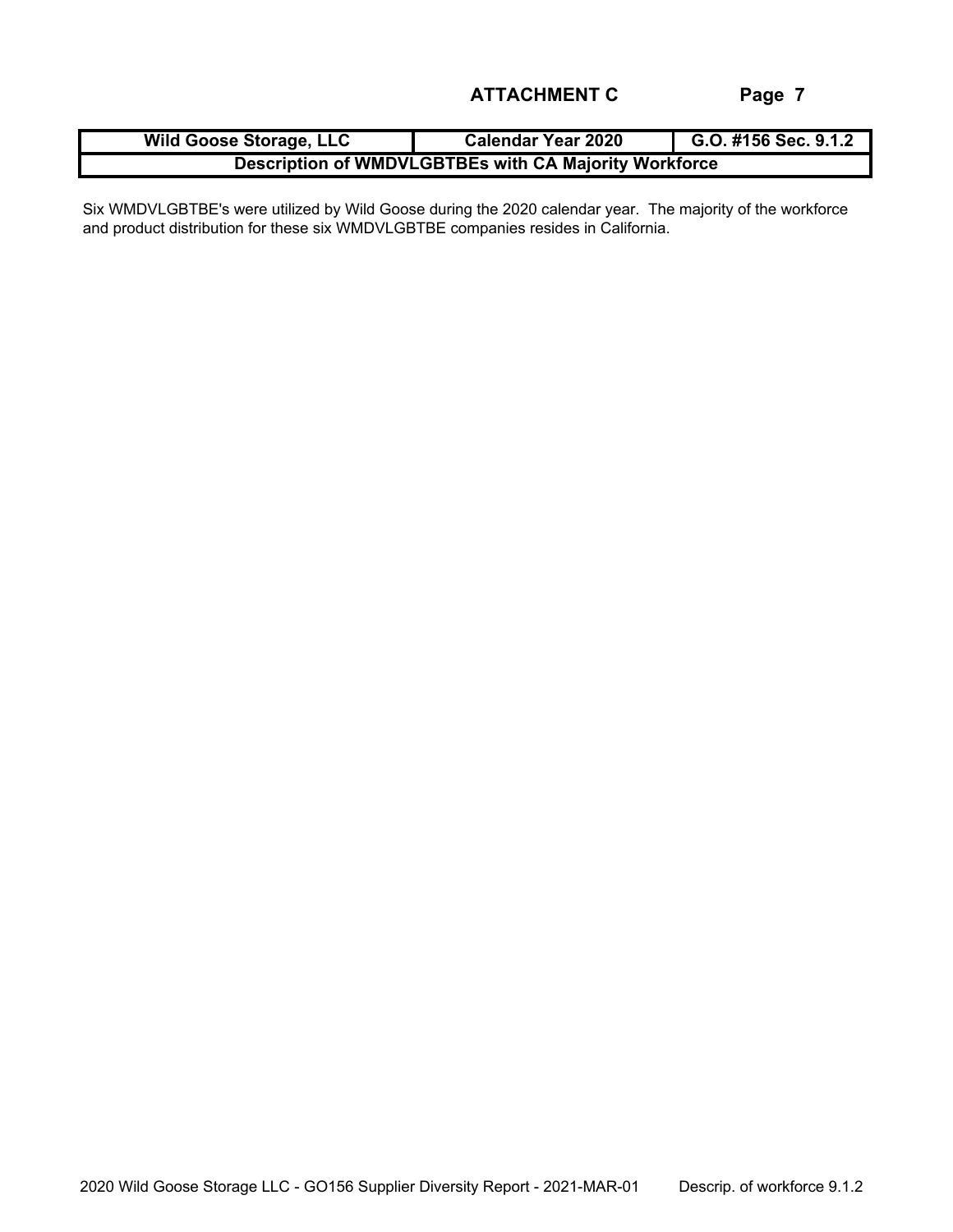**ATTACHMENT C**

| Wild Goose Storage, LLC | Calendar Year 2020 | G.O. #156 Sec. 9.1.2 |
|---|---|---|
| Description of WMDVLGBTBEs with CA Majority Workforce | | |

Six WMDVLGBTBE's were utilized by Wild Goose during the 2020 calendar year. The majority of the workforce and product distribution for these six WMDVLGBTBE companies resides in California.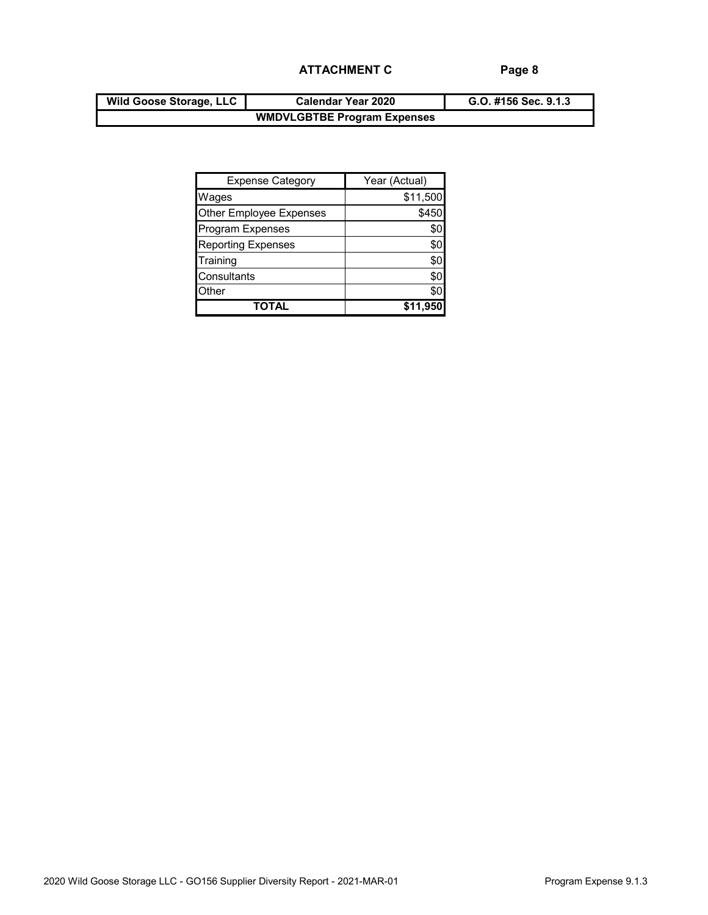## ATTACHMENT C

| Wild Goose Storage, LLC | Calendar Year 2020 | G.O. #156 Sec. 9.1.3 |
|---|---|---|
| **WMDVLGBTBE Program Expenses** | | |

| Expense Category | Year (Actual) |
|---|---|
| Wages | $11,500 |
| Other Employee Expenses | $450 |
| Program Expenses | $0 |
| Reporting Expenses | $0 |
| Training | $0 |
| Consultants | $0 |
| Other | $0 |
| **TOTAL** | **$11,950** |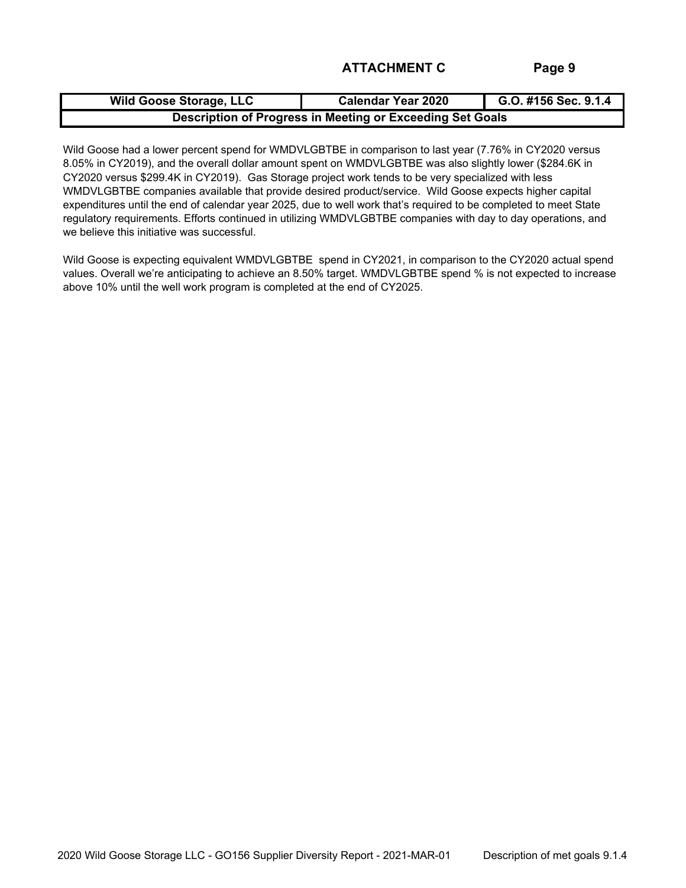## ATTACHMENT C

| Wild Goose Storage, LLC | Calendar Year 2020 | G.O. #156 Sec. 9.1.4 |
|---|---|---|
| **Description of Progress in Meeting or Exceeding Set Goals** | | |

Wild Goose had a lower percent spend for WMDVLGBTBE in comparison to last year (7.76% in CY2020 versus 8.05% in CY2019), and the overall dollar amount spent on WMDVLGBTBE was also slightly lower ($284.6K in CY2020 versus $299.4K in CY2019). Gas Storage project work tends to be very specialized with less WMDVLGBTBE companies available that provide desired product/service. Wild Goose expects higher capital expenditures until the end of calendar year 2025, due to well work that's required to be completed to meet State regulatory requirements. Efforts continued in utilizing WMDVLGBTBE companies with day to day operations, and we believe this initiative was successful.

Wild Goose is expecting equivalent WMDVLGBTBE spend in CY2021, in comparison to the CY2020 actual spend values. Overall we're anticipating to achieve an 8.50% target. WMDVLGBTBE spend % is not expected to increase above 10% until the well work program is completed at the end of CY2025.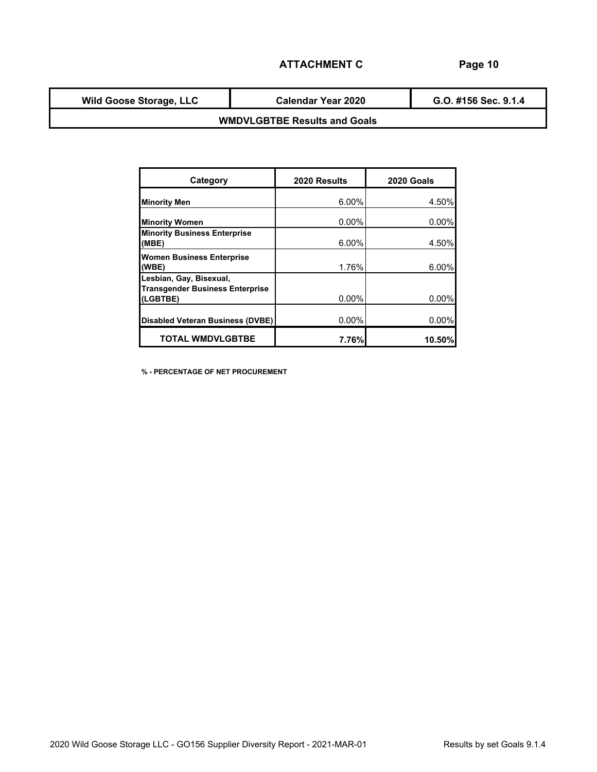**ATTACHMENT C**

| Wild Goose Storage, LLC | Calendar Year 2020 | G.O. #156 Sec. 9.1.4 |
|---|---|---|
| **WMDVLGBTBE Results and Goals** | | |

| Category | 2020 Results | 2020 Goals |
|---|---|---|
| **Minority Men** | 6.00% | 4.50% |
| **Minority Women** | 0.00% | 0.00% |
| **Minority Business Enterprise (MBE)** | 6.00% | 4.50% |
| **Women Business Enterprise (WBE)** | 1.76% | 6.00% |
| **Lesbian, Gay, Bisexual, Transgender Business Enterprise (LGBTBE)** | 0.00% | 0.00% |
| **Disabled Veteran Business (DVBE)** | 0.00% | 0.00% |
| **TOTAL WMDVLGBTBE** | **7.76%** | **10.50%** |

**% - PERCENTAGE OF NET PROCUREMENT**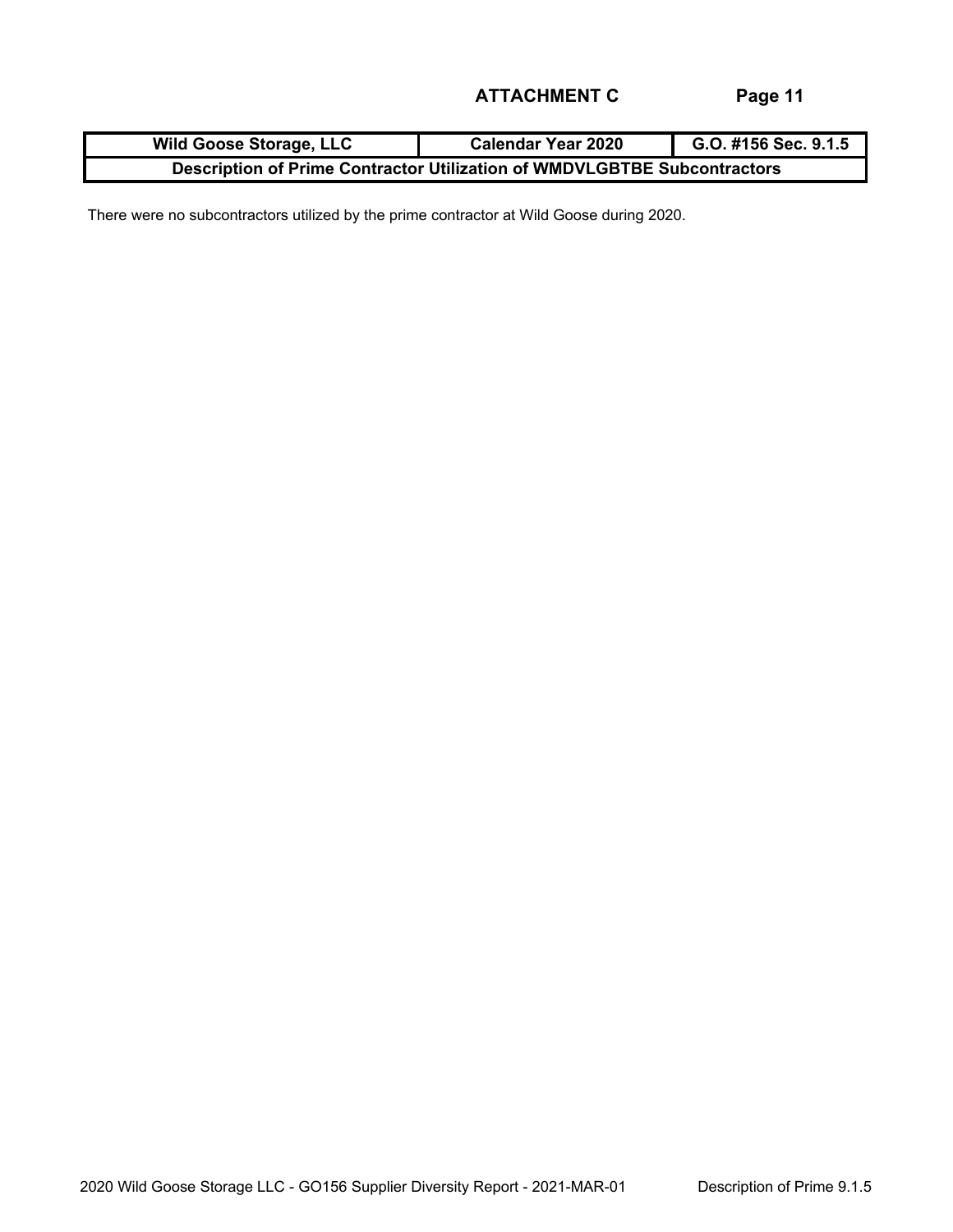## ATTACHMENT C

| Wild Goose Storage, LLC | Calendar Year 2020 | G.O. #156 Sec. 9.1.5 |
| --- | --- | --- |
| Description of Prime Contractor Utilization of WMDVLGBTBE Subcontractors | | |

There were no subcontractors utilized by the prime contractor at Wild Goose during 2020.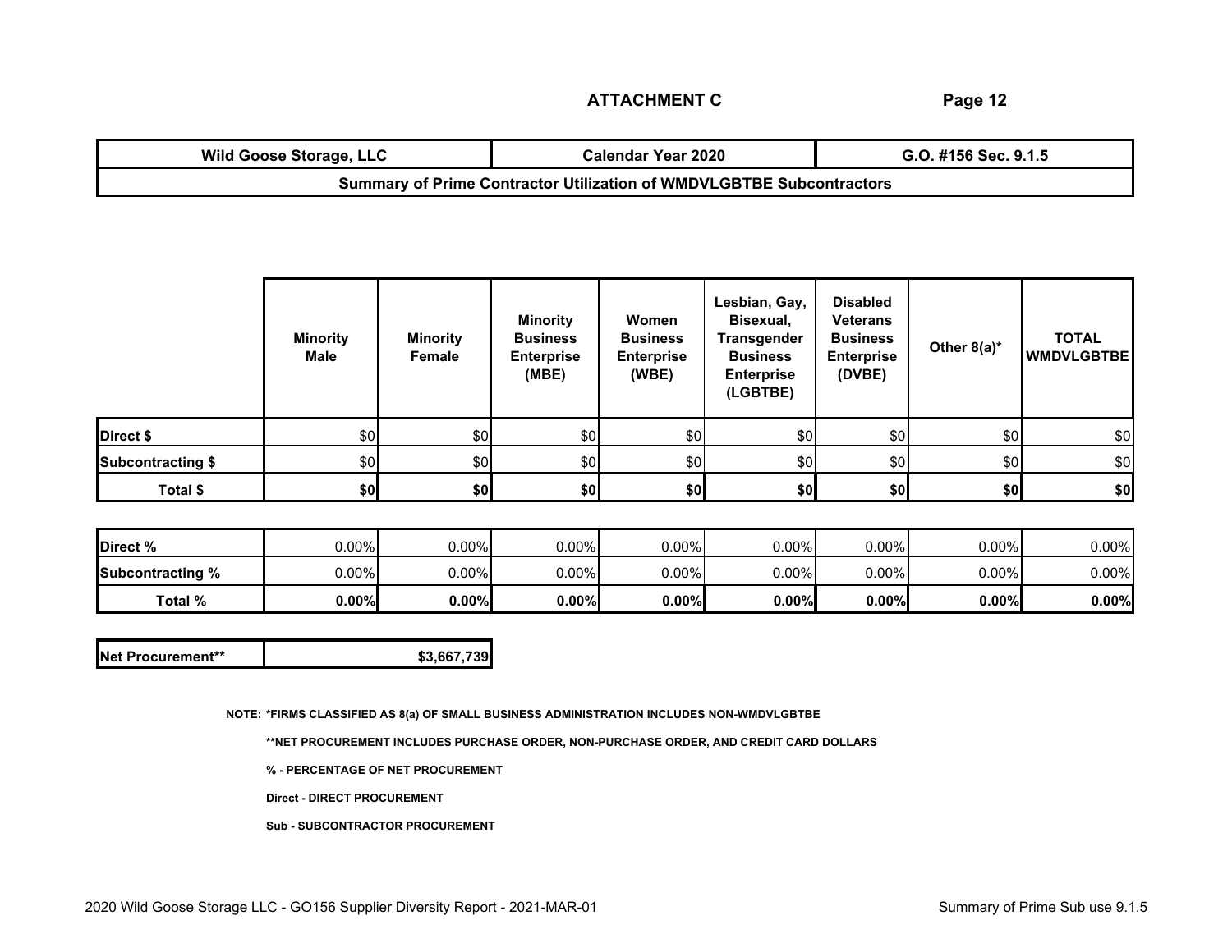**ATTACHMENT C**

| Wild Goose Storage, LLC | Calendar Year 2020 | G.O. #156 Sec. 9.1.5 |
|---|---|---|
| Summary of Prime Contractor Utilization of WMDVLGBTBE Subcontractors | | |

| | Minority Male | Minority Female | Minority Business Enterprise (MBE) | Women Business Enterprise (WBE) | Lesbian, Gay, Bisexual, Transgender Business Enterprise (LGBTBE) | Disabled Veterans Business Enterprise (DVBE) | Other 8(a)* | TOTAL WMDVLGBTBE |
|---|---|---|---|---|---|---|---|---|
| Direct $ | $0 | $0 | $0 | $0 | $0 | $0 | $0 | $0 |
| Subcontracting $ | $0 | $0 | $0 | $0 | $0 | $0 | $0 | $0 |
| **Total $** | **$0** | **$0** | **$0** | **$0** | **$0** | **$0** | **$0** | **$0** |
| Direct % | 0.00% | 0.00% | 0.00% | 0.00% | 0.00% | 0.00% | 0.00% | 0.00% |
| Subcontracting % | 0.00% | 0.00% | 0.00% | 0.00% | 0.00% | 0.00% | 0.00% | 0.00% |
| **Total %** | **0.00%** | **0.00%** | **0.00%** | **0.00%** | **0.00%** | **0.00%** | **0.00%** | **0.00%** |

| Net Procurement** | $3,667,739 |
|---|---|

NOTE: *FIRMS CLASSIFIED AS 8(a) OF SMALL BUSINESS ADMINISTRATION INCLUDES NON-WMDVLGBTBE

**NET PROCUREMENT INCLUDES PURCHASE ORDER, NON-PURCHASE ORDER, AND CREDIT CARD DOLLARS

% - PERCENTAGE OF NET PROCUREMENT

Direct - DIRECT PROCUREMENT

Sub - SUBCONTRACTOR PROCUREMENT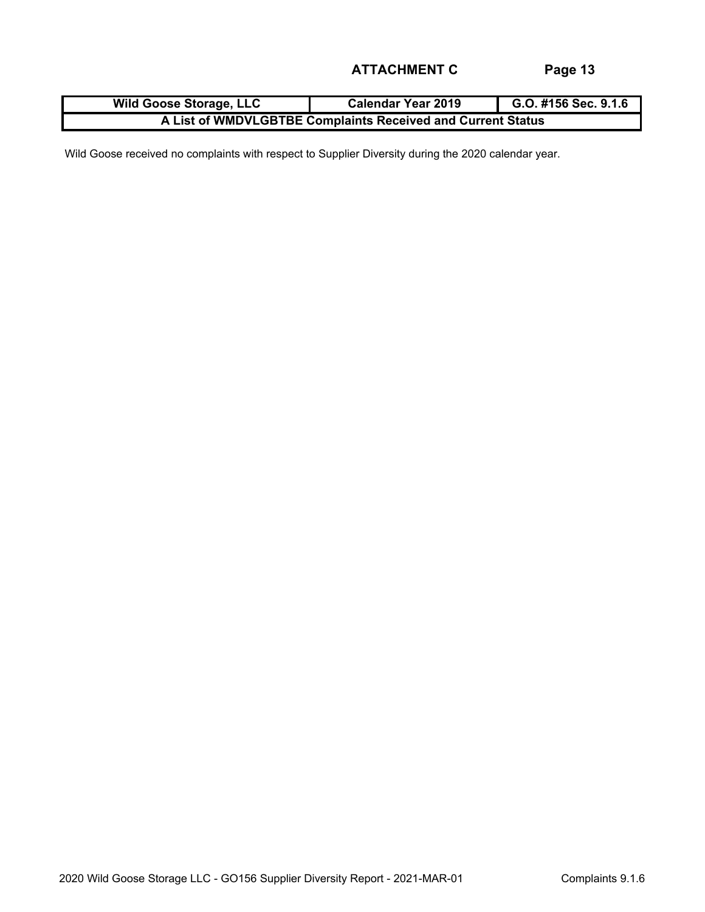## ATTACHMENT C

| Wild Goose Storage, LLC | Calendar Year 2019 | G.O. #156 Sec. 9.1.6 |
|---|---|---|
| A List of WMDVLGBTBE Complaints Received and Current Status | | |

Wild Goose received no complaints with respect to Supplier Diversity during the 2020 calendar year.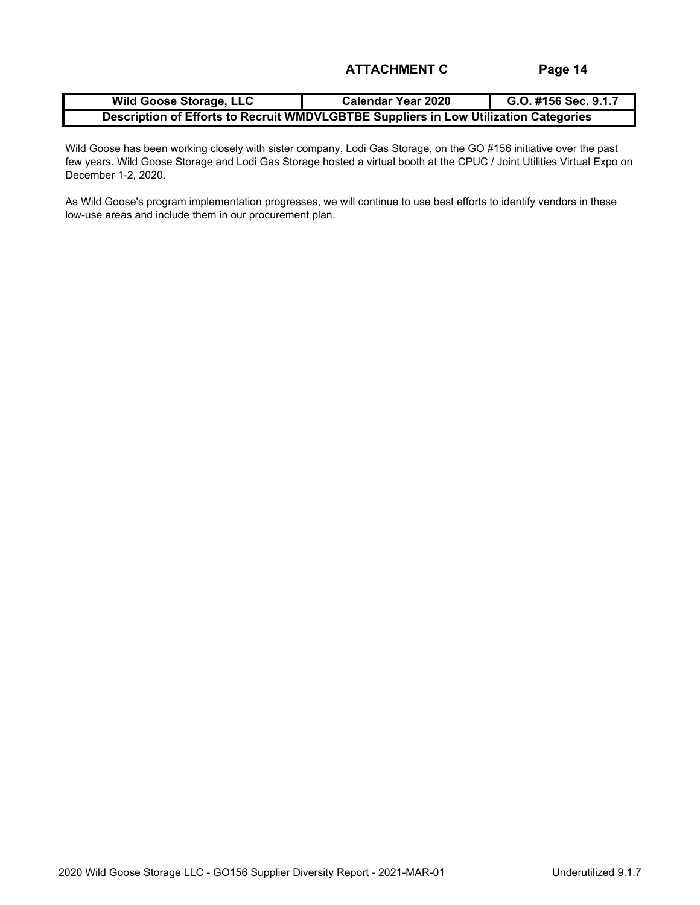**ATTACHMENT C**

| Wild Goose Storage, LLC | Calendar Year 2020 | G.O. #156 Sec. 9.1.7 |
| --- | --- | --- |
| Description of Efforts to Recruit WMDVLGBTBE Suppliers in Low Utilization Categories | | |

Wild Goose has been working closely with sister company, Lodi Gas Storage, on the GO #156 initiative over the past few years. Wild Goose Storage and Lodi Gas Storage hosted a virtual booth at the CPUC / Joint Utilities Virtual Expo on December 1-2, 2020.

As Wild Goose's program implementation progresses, we will continue to use best efforts to identify vendors in these low-use areas and include them in our procurement plan.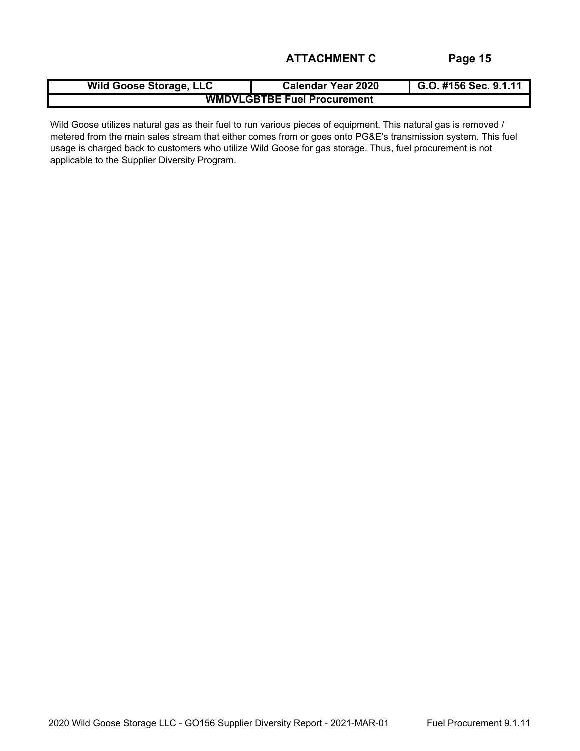## ATTACHMENT C

| Wild Goose Storage, LLC | Calendar Year 2020 | G.O. #156 Sec. 9.1.11 |
|---|---|---|
| WMDVLGBTBE Fuel Procurement | | |

Wild Goose utilizes natural gas as their fuel to run various pieces of equipment. This natural gas is removed / metered from the main sales stream that either comes from or goes onto PG&E's transmission system. This fuel usage is charged back to customers who utilize Wild Goose for gas storage. Thus, fuel procurement is not applicable to the Supplier Diversity Program.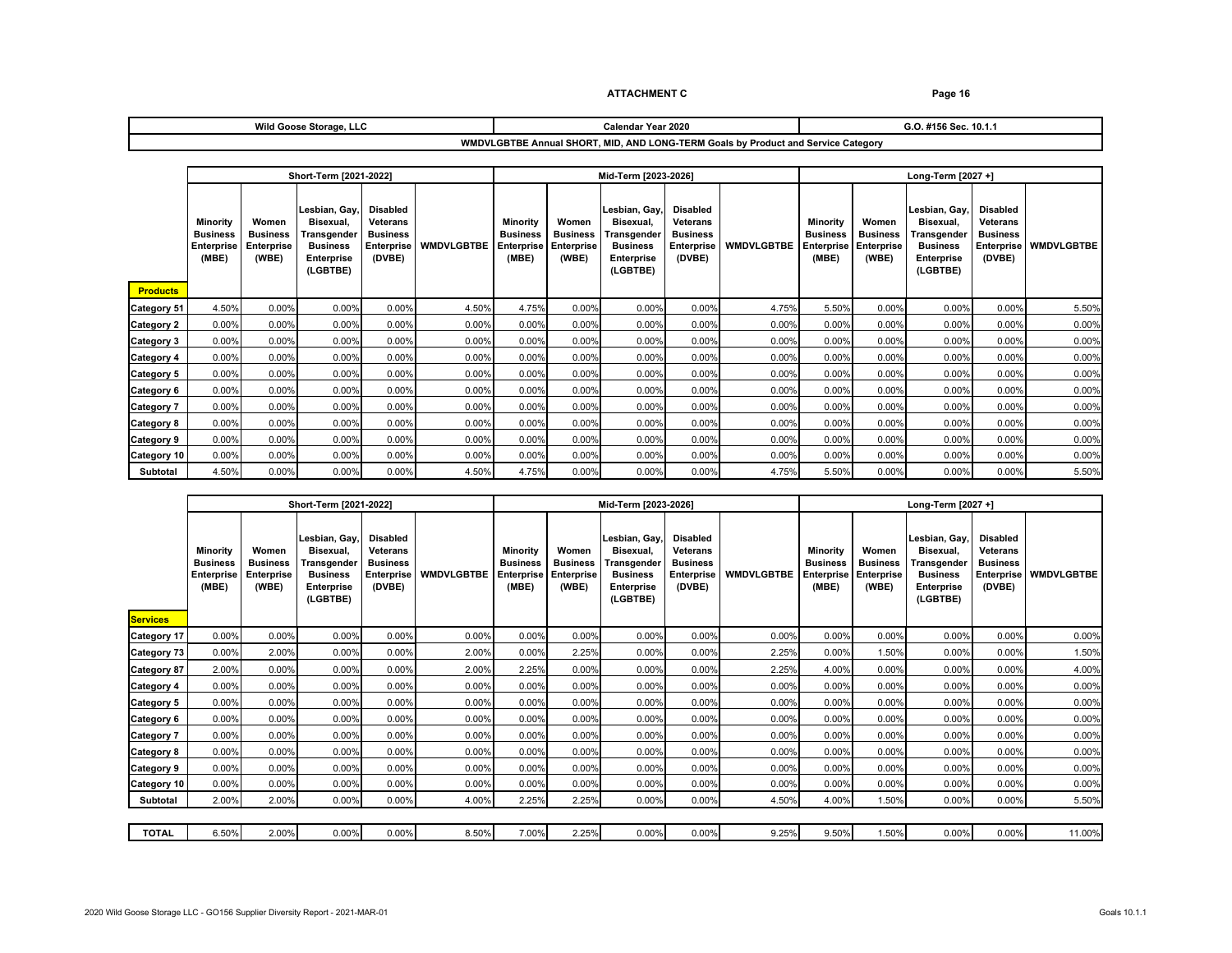**ATTACHMENT C**

| Wild Goose Storage, LLC | Calendar Year 2020 | G.O. #156 Sec. 10.1.1 |
|---|---|---|

**WMDVLGBTBE Annual SHORT, MID, AND LONG-TERM Goals by Product and Service Category**

| | Short-Term [2021-2022] | | | | | Mid-Term [2023-2026] | | | | | Long-Term [2027 +] | | | | |
|---|---|---|---|---|---|---|---|---|---|---|---|---|---|---|---|
| **Products** | Minority Business Enterprise (MBE) | Women Business Enterprise (WBE) | Lesbian, Gay, Bisexual, Transgender Business Enterprise (LGBTBE) | Disabled Veterans Business Enterprise (DVBE) | WMDVLGBTBE | Minority Business Enterprise (MBE) | Women Business Enterprise (WBE) | Lesbian, Gay, Bisexual, Transgender Business Enterprise (LGBTBE) | Disabled Veterans Business Enterprise (DVBE) | WMDVLGBTBE | Minority Business Enterprise (MBE) | Women Business Enterprise (WBE) | Lesbian, Gay, Bisexual, Transgender Business Enterprise (LGBTBE) | Disabled Veterans Business Enterprise (DVBE) | WMDVLGBTBE |
| Category 51 | 4.50% | 0.00% | 0.00% | 0.00% | 4.50% | 4.75% | 0.00% | 0.00% | 0.00% | 4.75% | 5.50% | 0.00% | 0.00% | 0.00% | 5.50% |
| Category 2 | 0.00% | 0.00% | 0.00% | 0.00% | 0.00% | 0.00% | 0.00% | 0.00% | 0.00% | 0.00% | 0.00% | 0.00% | 0.00% | 0.00% | 0.00% |
| Category 3 | 0.00% | 0.00% | 0.00% | 0.00% | 0.00% | 0.00% | 0.00% | 0.00% | 0.00% | 0.00% | 0.00% | 0.00% | 0.00% | 0.00% | 0.00% |
| Category 4 | 0.00% | 0.00% | 0.00% | 0.00% | 0.00% | 0.00% | 0.00% | 0.00% | 0.00% | 0.00% | 0.00% | 0.00% | 0.00% | 0.00% | 0.00% |
| Category 5 | 0.00% | 0.00% | 0.00% | 0.00% | 0.00% | 0.00% | 0.00% | 0.00% | 0.00% | 0.00% | 0.00% | 0.00% | 0.00% | 0.00% | 0.00% |
| Category 6 | 0.00% | 0.00% | 0.00% | 0.00% | 0.00% | 0.00% | 0.00% | 0.00% | 0.00% | 0.00% | 0.00% | 0.00% | 0.00% | 0.00% | 0.00% |
| Category 7 | 0.00% | 0.00% | 0.00% | 0.00% | 0.00% | 0.00% | 0.00% | 0.00% | 0.00% | 0.00% | 0.00% | 0.00% | 0.00% | 0.00% | 0.00% |
| Category 8 | 0.00% | 0.00% | 0.00% | 0.00% | 0.00% | 0.00% | 0.00% | 0.00% | 0.00% | 0.00% | 0.00% | 0.00% | 0.00% | 0.00% | 0.00% |
| Category 9 | 0.00% | 0.00% | 0.00% | 0.00% | 0.00% | 0.00% | 0.00% | 0.00% | 0.00% | 0.00% | 0.00% | 0.00% | 0.00% | 0.00% | 0.00% |
| Category 10 | 0.00% | 0.00% | 0.00% | 0.00% | 0.00% | 0.00% | 0.00% | 0.00% | 0.00% | 0.00% | 0.00% | 0.00% | 0.00% | 0.00% | 0.00% |
| **Subtotal** | 4.50% | 0.00% | 0.00% | 0.00% | 4.50% | 4.75% | 0.00% | 0.00% | 0.00% | 4.75% | 5.50% | 0.00% | 0.00% | 0.00% | 5.50% |

| | Short-Term [2021-2022] | | | | | Mid-Term [2023-2026] | | | | | Long-Term [2027 +] | | | | |
|---|---|---|---|---|---|---|---|---|---|---|---|---|---|---|---|
| **Services** | Minority Business Enterprise (MBE) | Women Business Enterprise (WBE) | Lesbian, Gay, Bisexual, Transgender Business Enterprise (LGBTBE) | Disabled Veterans Business Enterprise (DVBE) | WMDVLGBTBE | Minority Business Enterprise (MBE) | Women Business Enterprise (WBE) | Lesbian, Gay, Bisexual, Transgender Business Enterprise (LGBTBE) | Disabled Veterans Business Enterprise (DVBE) | WMDVLGBTBE | Minority Business Enterprise (MBE) | Women Business Enterprise (WBE) | Lesbian, Gay, Bisexual, Transgender Business Enterprise (LGBTBE) | Disabled Veterans Business Enterprise (DVBE) | WMDVLGBTBE |
| Category 17 | 0.00% | 0.00% | 0.00% | 0.00% | 0.00% | 0.00% | 0.00% | 0.00% | 0.00% | 0.00% | 0.00% | 0.00% | 0.00% | 0.00% | 0.00% |
| Category 73 | 0.00% | 2.00% | 0.00% | 0.00% | 2.00% | 0.00% | 2.25% | 0.00% | 0.00% | 2.25% | 0.00% | 1.50% | 0.00% | 0.00% | 1.50% |
| Category 87 | 2.00% | 0.00% | 0.00% | 0.00% | 2.00% | 2.25% | 0.00% | 0.00% | 0.00% | 2.25% | 4.00% | 0.00% | 0.00% | 0.00% | 4.00% |
| Category 4 | 0.00% | 0.00% | 0.00% | 0.00% | 0.00% | 0.00% | 0.00% | 0.00% | 0.00% | 0.00% | 0.00% | 0.00% | 0.00% | 0.00% | 0.00% |
| Category 5 | 0.00% | 0.00% | 0.00% | 0.00% | 0.00% | 0.00% | 0.00% | 0.00% | 0.00% | 0.00% | 0.00% | 0.00% | 0.00% | 0.00% | 0.00% |
| Category 6 | 0.00% | 0.00% | 0.00% | 0.00% | 0.00% | 0.00% | 0.00% | 0.00% | 0.00% | 0.00% | 0.00% | 0.00% | 0.00% | 0.00% | 0.00% |
| Category 7 | 0.00% | 0.00% | 0.00% | 0.00% | 0.00% | 0.00% | 0.00% | 0.00% | 0.00% | 0.00% | 0.00% | 0.00% | 0.00% | 0.00% | 0.00% |
| Category 8 | 0.00% | 0.00% | 0.00% | 0.00% | 0.00% | 0.00% | 0.00% | 0.00% | 0.00% | 0.00% | 0.00% | 0.00% | 0.00% | 0.00% | 0.00% |
| Category 9 | 0.00% | 0.00% | 0.00% | 0.00% | 0.00% | 0.00% | 0.00% | 0.00% | 0.00% | 0.00% | 0.00% | 0.00% | 0.00% | 0.00% | 0.00% |
| Category 10 | 0.00% | 0.00% | 0.00% | 0.00% | 0.00% | 0.00% | 0.00% | 0.00% | 0.00% | 0.00% | 0.00% | 0.00% | 0.00% | 0.00% | 0.00% |
| **Subtotal** | 2.00% | 2.00% | 0.00% | 0.00% | 4.00% | 2.25% | 2.25% | 0.00% | 0.00% | 4.50% | 4.00% | 1.50% | 0.00% | 0.00% | 5.50% |
| | | | | | | | | | | | | | | | |
| **TOTAL** | 6.50% | 2.00% | 0.00% | 0.00% | 8.50% | 7.00% | 2.25% | 0.00% | 0.00% | 9.25% | 9.50% | 1.50% | 0.00% | 0.00% | 11.00% |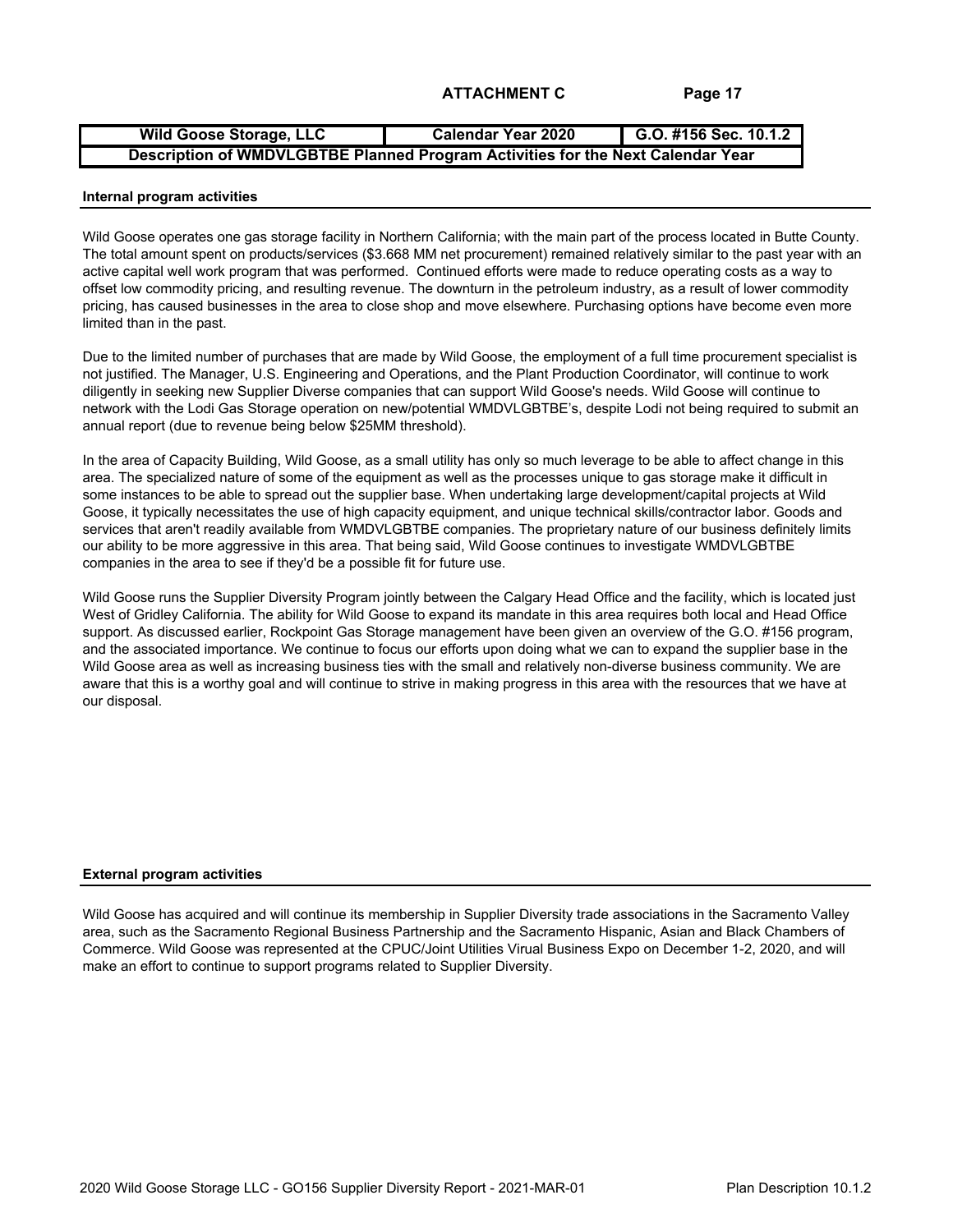ATTACHMENT C

| Wild Goose Storage, LLC | Calendar Year 2020 | G.O. #156 Sec. 10.1.2 |
| --- | --- | --- |
| Description of WMDVLGBTBE Planned Program Activities for the Next Calendar Year | | |

**Internal program activities**

Wild Goose operates one gas storage facility in Northern California; with the main part of the process located in Butte County. The total amount spent on products/services ($3.668 MM net procurement) remained relatively similar to the past year with an active capital well work program that was performed. Continued efforts were made to reduce operating costs as a way to offset low commodity pricing, and resulting revenue. The downturn in the petroleum industry, as a result of lower commodity pricing, has caused businesses in the area to close shop and move elsewhere. Purchasing options have become even more limited than in the past.

Due to the limited number of purchases that are made by Wild Goose, the employment of a full time procurement specialist is not justified. The Manager, U.S. Engineering and Operations, and the Plant Production Coordinator, will continue to work diligently in seeking new Supplier Diverse companies that can support Wild Goose's needs. Wild Goose will continue to network with the Lodi Gas Storage operation on new/potential WMDVLGBTBE's, despite Lodi not being required to submit an annual report (due to revenue being below $25MM threshold).

In the area of Capacity Building, Wild Goose, as a small utility has only so much leverage to be able to affect change in this area. The specialized nature of some of the equipment as well as the processes unique to gas storage make it difficult in some instances to be able to spread out the supplier base. When undertaking large development/capital projects at Wild Goose, it typically necessitates the use of high capacity equipment, and unique technical skills/contractor labor. Goods and services that aren't readily available from WMDVLGBTBE companies. The proprietary nature of our business definitely limits our ability to be more aggressive in this area. That being said, Wild Goose continues to investigate WMDVLGBTBE companies in the area to see if they'd be a possible fit for future use.

Wild Goose runs the Supplier Diversity Program jointly between the Calgary Head Office and the facility, which is located just West of Gridley California. The ability for Wild Goose to expand its mandate in this area requires both local and Head Office support. As discussed earlier, Rockpoint Gas Storage management have been given an overview of the G.O. #156 program, and the associated importance. We continue to focus our efforts upon doing what we can to expand the supplier base in the Wild Goose area as well as increasing business ties with the small and relatively non-diverse business community. We are aware that this is a worthy goal and will continue to strive in making progress in this area with the resources that we have at our disposal.

**External program activities**

Wild Goose has acquired and will continue its membership in Supplier Diversity trade associations in the Sacramento Valley area, such as the Sacramento Regional Business Partnership and the Sacramento Hispanic, Asian and Black Chambers of Commerce. Wild Goose was represented at the CPUC/Joint Utilities Virual Business Expo on December 1-2, 2020, and will make an effort to continue to support programs related to Supplier Diversity.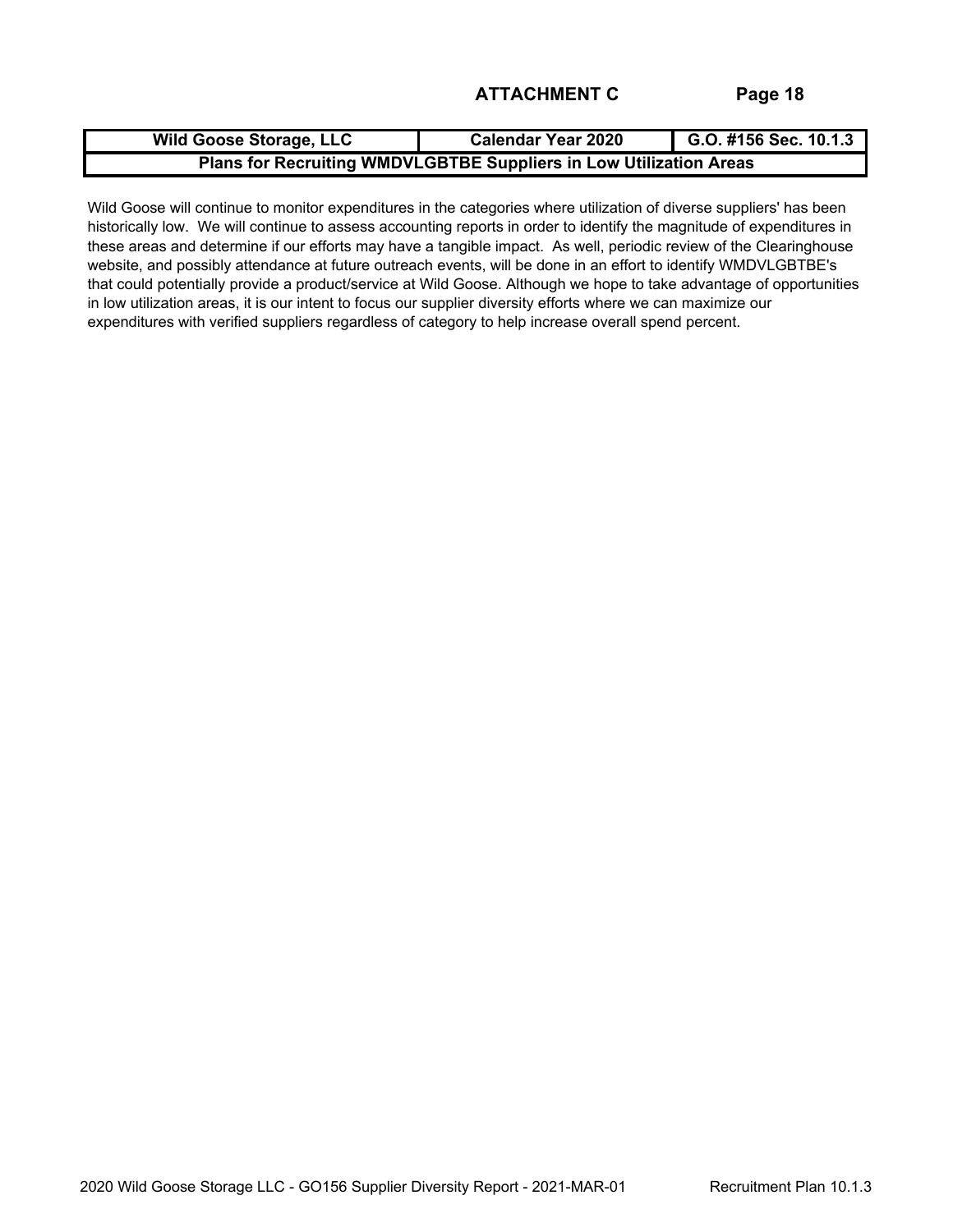**ATTACHMENT C**

| Wild Goose Storage, LLC | Calendar Year 2020 | G.O. #156 Sec. 10.1.3 |
|---|---|---|
| **Plans for Recruiting WMDVLGBTBE Suppliers in Low Utilization Areas** | | |

Wild Goose will continue to monitor expenditures in the categories where utilization of diverse suppliers' has been historically low. We will continue to assess accounting reports in order to identify the magnitude of expenditures in these areas and determine if our efforts may have a tangible impact. As well, periodic review of the Clearinghouse website, and possibly attendance at future outreach events, will be done in an effort to identify WMDVLGBTBE's that could potentially provide a product/service at Wild Goose. Although we hope to take advantage of opportunities in low utilization areas, it is our intent to focus our supplier diversity efforts where we can maximize our expenditures with verified suppliers regardless of category to help increase overall spend percent.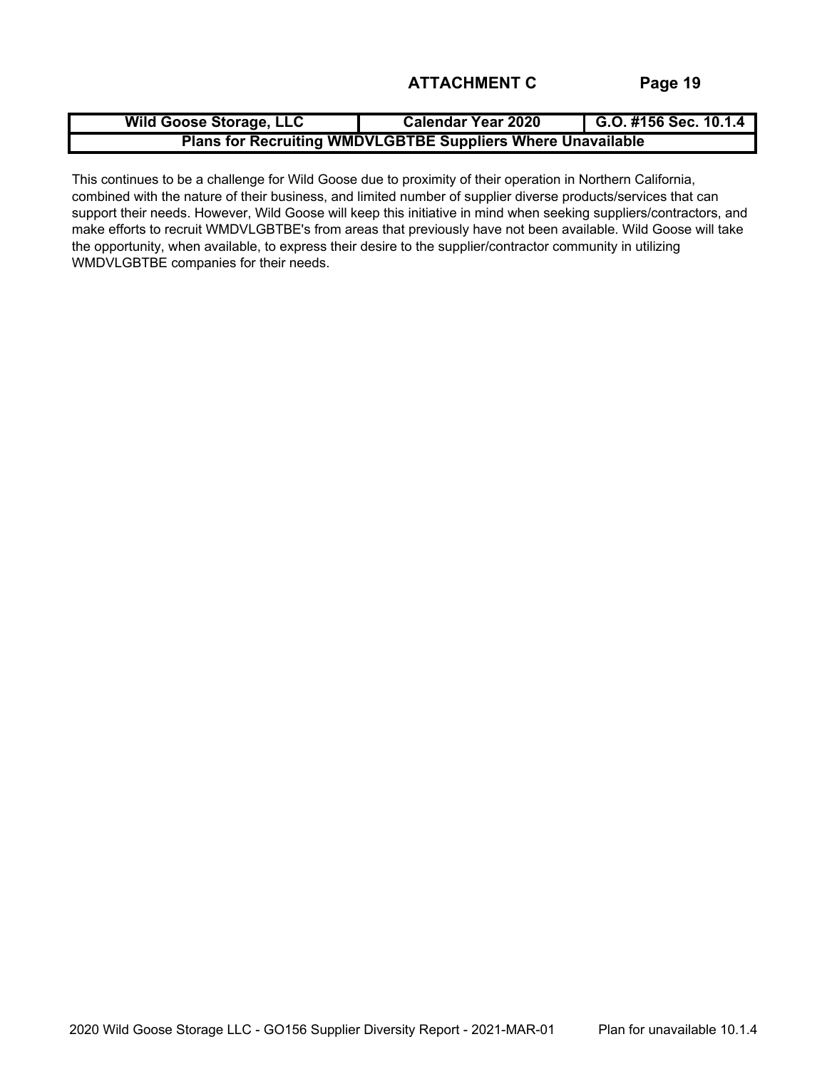**ATTACHMENT C**

| Wild Goose Storage, LLC | Calendar Year 2020 | G.O. #156 Sec. 10.1.4 |
| --- | --- | --- |
| Plans for Recruiting WMDVLGBTBE Suppliers Where Unavailable | | |

This continues to be a challenge for Wild Goose due to proximity of their operation in Northern California, combined with the nature of their business, and limited number of supplier diverse products/services that can support their needs. However, Wild Goose will keep this initiative in mind when seeking suppliers/contractors, and make efforts to recruit WMDVLGBTBE's from areas that previously have not been available. Wild Goose will take the opportunity, when available, to express their desire to the supplier/contractor community in utilizing WMDVLGBTBE companies for their needs.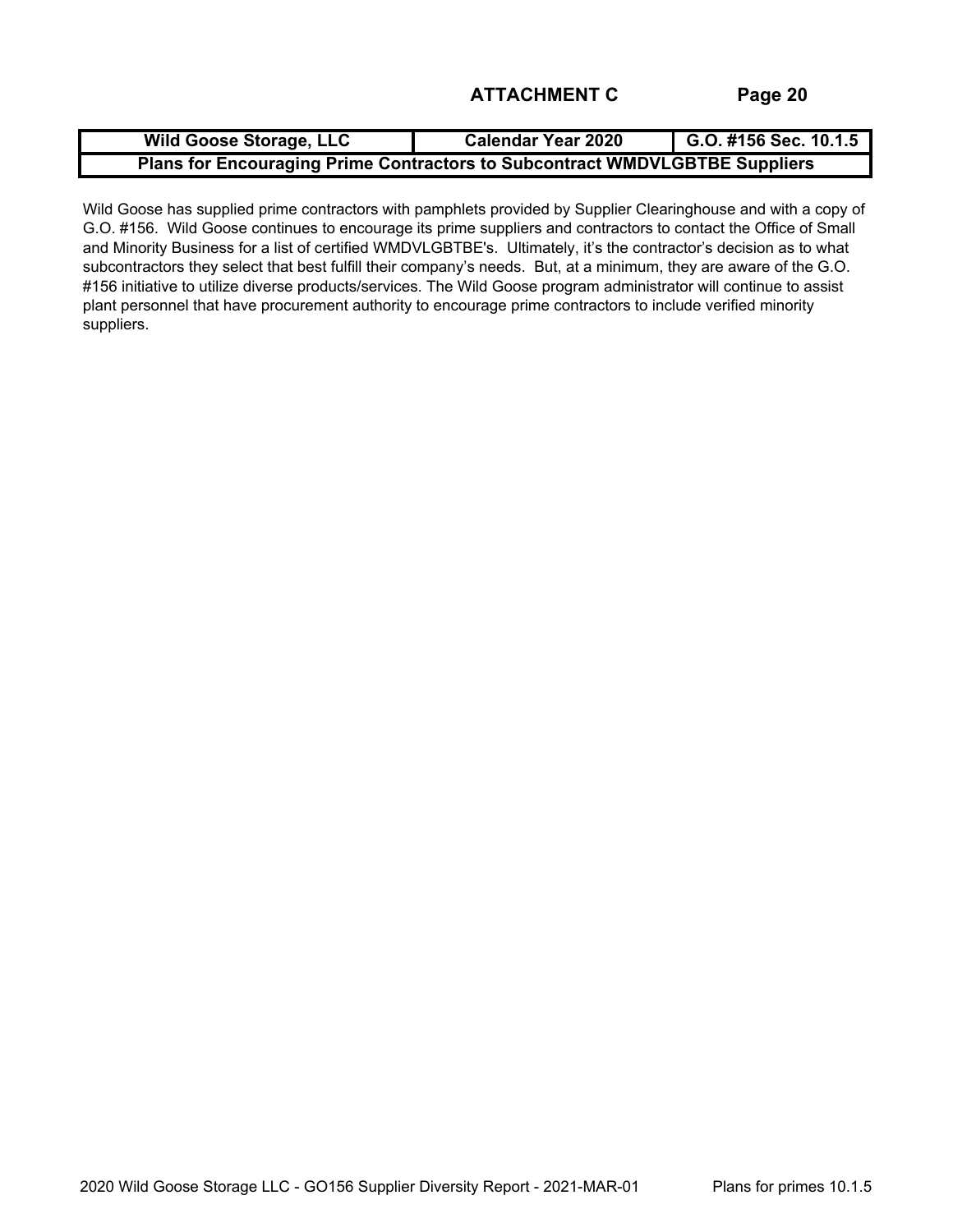**ATTACHMENT C**

| Wild Goose Storage, LLC | Calendar Year 2020 | G.O. #156 Sec. 10.1.5 |
|---|---|---|
| Plans for Encouraging Prime Contractors to Subcontract WMDVLGBTBE Suppliers | | |

Wild Goose has supplied prime contractors with pamphlets provided by Supplier Clearinghouse and with a copy of G.O. #156. Wild Goose continues to encourage its prime suppliers and contractors to contact the Office of Small and Minority Business for a list of certified WMDVLGBTBE's. Ultimately, it's the contractor's decision as to what subcontractors they select that best fulfill their company's needs. But, at a minimum, they are aware of the G.O. #156 initiative to utilize diverse products/services. The Wild Goose program administrator will continue to assist plant personnel that have procurement authority to encourage prime contractors to include verified minority suppliers.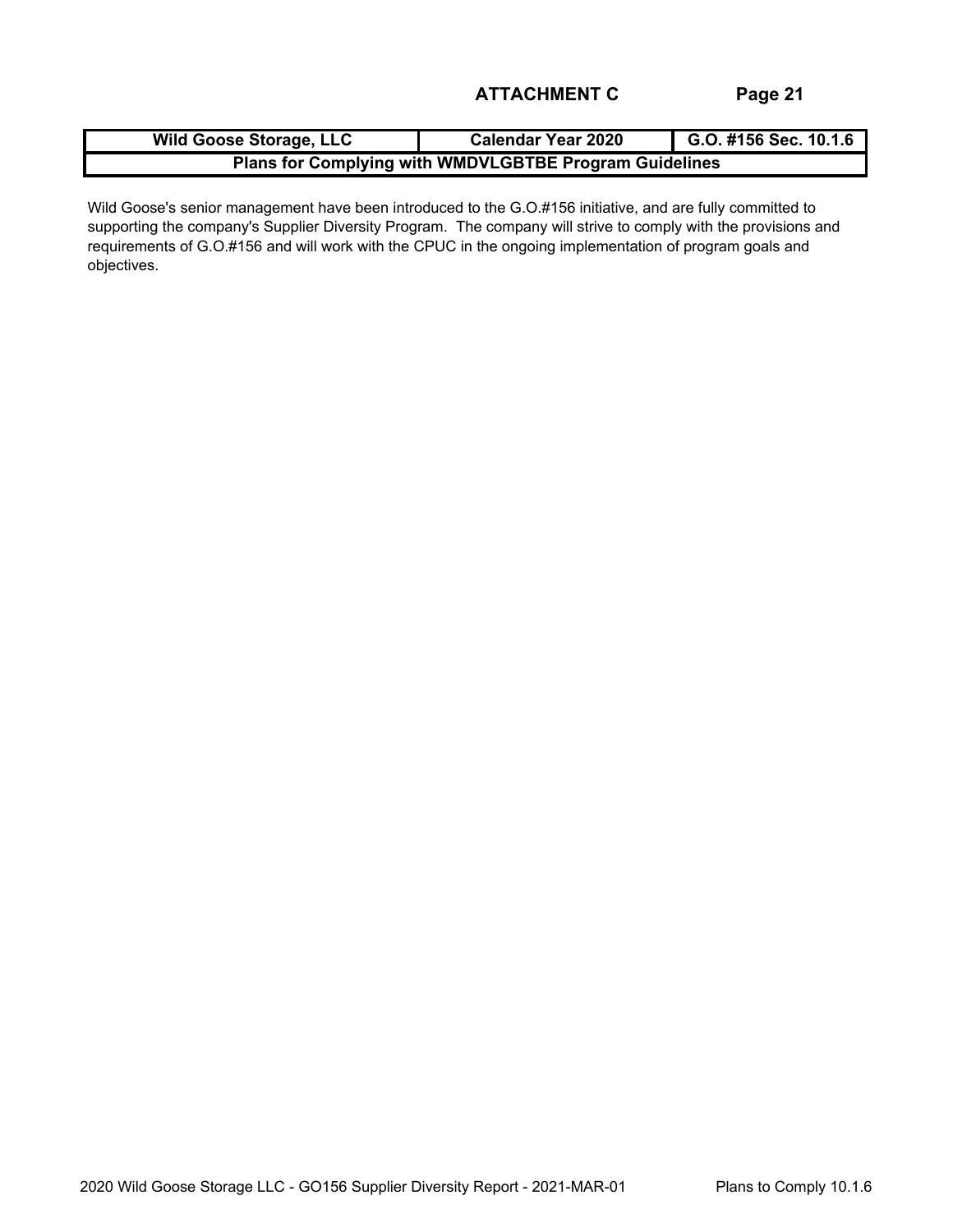**ATTACHMENT C**

| Wild Goose Storage, LLC | Calendar Year 2020 | G.O. #156 Sec. 10.1.6 |
| --- | --- | --- |
| **Plans for Complying with WMDVLGBTBE Program Guidelines** | | |

Wild Goose's senior management have been introduced to the G.O.#156 initiative, and are fully committed to supporting the company's Supplier Diversity Program. The company will strive to comply with the provisions and requirements of G.O.#156 and will work with the CPUC in the ongoing implementation of program goals and objectives.